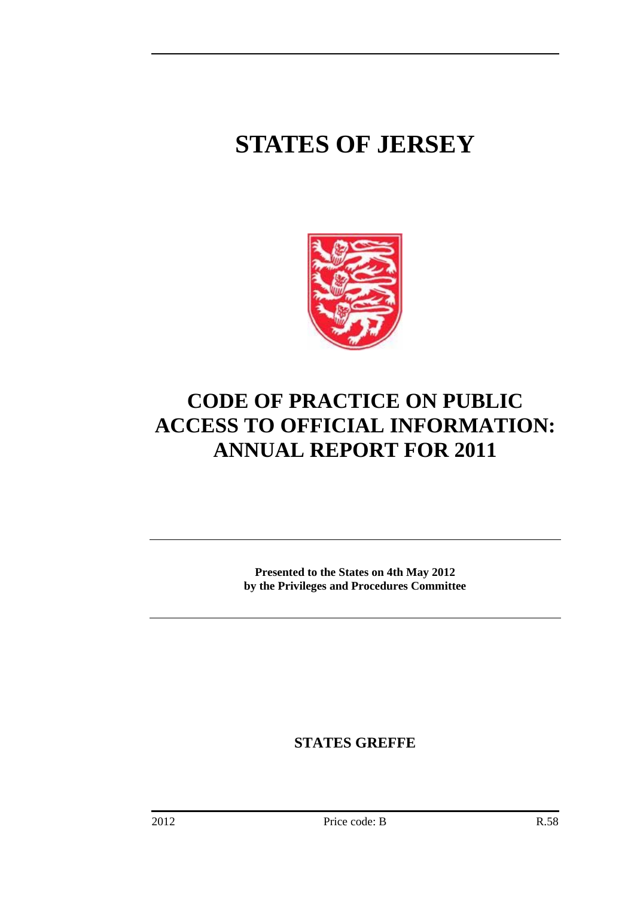# STATES OF JERSEY

# CODE OF PRACTICE ON PUBLIC ACCESS TO OFFICIAL INFORMATION: ANNUAL REPORT FOR 2011

**Presented to the States on 4th May 2012**
**by the Privileges and Procedures Committee**

**STATES GREFFE**

2012 Price code: B R.58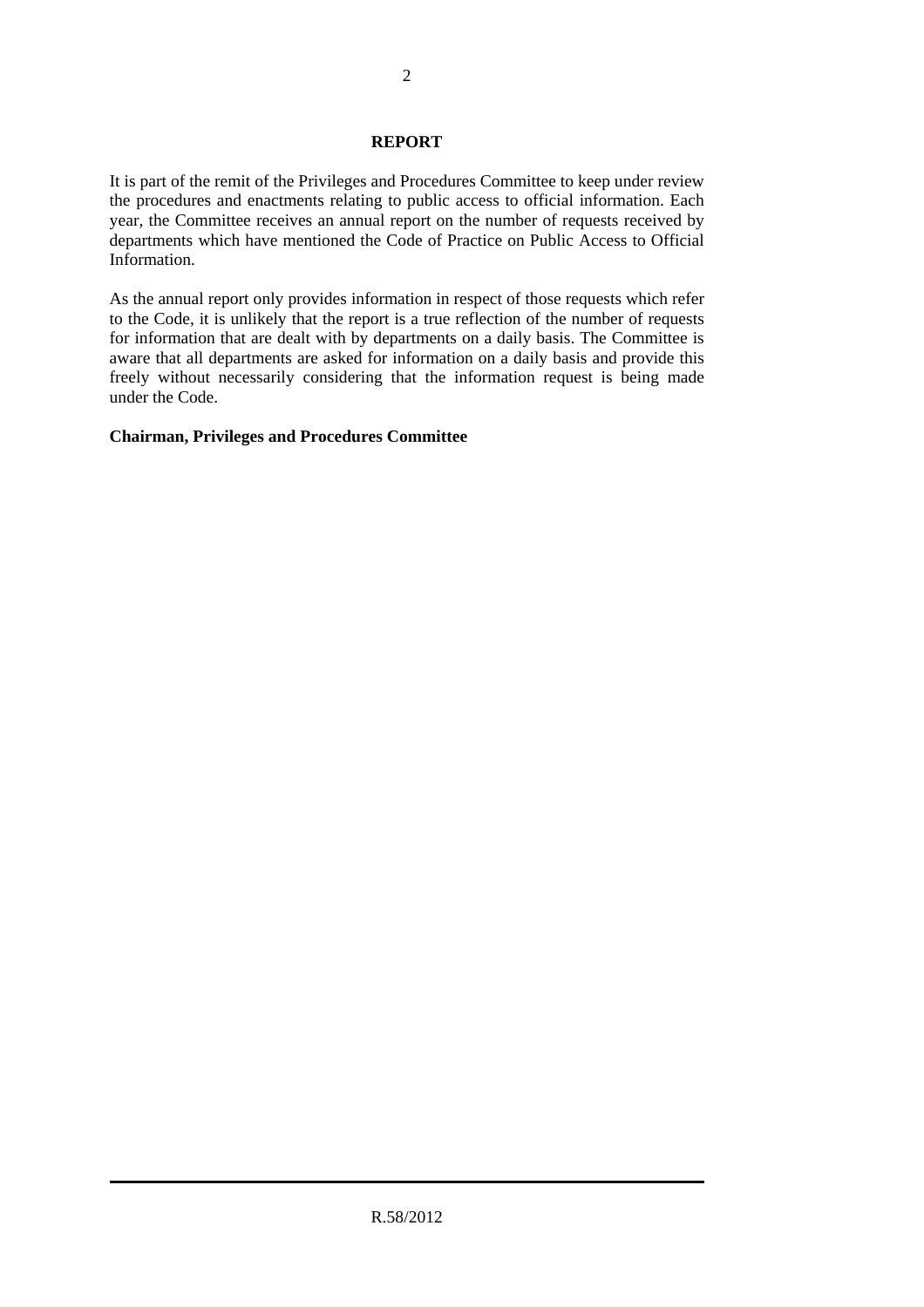## REPORT

It is part of the remit of the Privileges and Procedures Committee to keep under review the procedures and enactments relating to public access to official information. Each year, the Committee receives an annual report on the number of requests received by departments which have mentioned the Code of Practice on Public Access to Official Information.

As the annual report only provides information in respect of those requests which refer to the Code, it is unlikely that the report is a true reflection of the number of requests for information that are dealt with by departments on a daily basis. The Committee is aware that all departments are asked for information on a daily basis and provide this freely without necessarily considering that the information request is being made under the Code.

**Chairman, Privileges and Procedures Committee**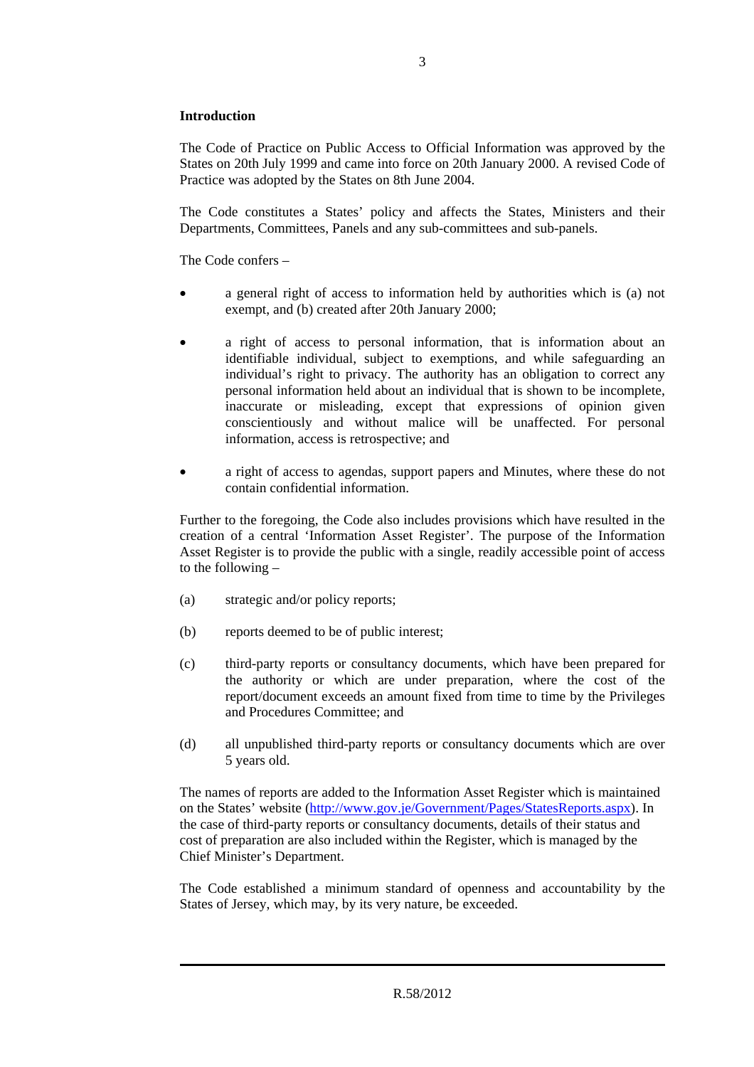## Introduction

The Code of Practice on Public Access to Official Information was approved by the States on 20th July 1999 and came into force on 20th January 2000. A revised Code of Practice was adopted by the States on 8th June 2004.

The Code constitutes a States' policy and affects the States, Ministers and their Departments, Committees, Panels and any sub-committees and sub-panels.

The Code confers –

- a general right of access to information held by authorities which is (a) not exempt, and (b) created after 20th January 2000;
- a right of access to personal information, that is information about an identifiable individual, subject to exemptions, and while safeguarding an individual's right to privacy. The authority has an obligation to correct any personal information held about an individual that is shown to be incomplete, inaccurate or misleading, except that expressions of opinion given conscientiously and without malice will be unaffected. For personal information, access is retrospective; and
- a right of access to agendas, support papers and Minutes, where these do not contain confidential information.

Further to the foregoing, the Code also includes provisions which have resulted in the creation of a central 'Information Asset Register'. The purpose of the Information Asset Register is to provide the public with a single, readily accessible point of access to the following –

(a) strategic and/or policy reports;

(b) reports deemed to be of public interest;

(c) third-party reports or consultancy documents, which have been prepared for the authority or which are under preparation, where the cost of the report/document exceeds an amount fixed from time to time by the Privileges and Procedures Committee; and

(d) all unpublished third-party reports or consultancy documents which are over 5 years old.

The names of reports are added to the Information Asset Register which is maintained on the States' website (http://www.gov.je/Government/Pages/StatesReports.aspx). In the case of third-party reports or consultancy documents, details of their status and cost of preparation are also included within the Register, which is managed by the Chief Minister's Department.

The Code established a minimum standard of openness and accountability by the States of Jersey, which may, by its very nature, be exceeded.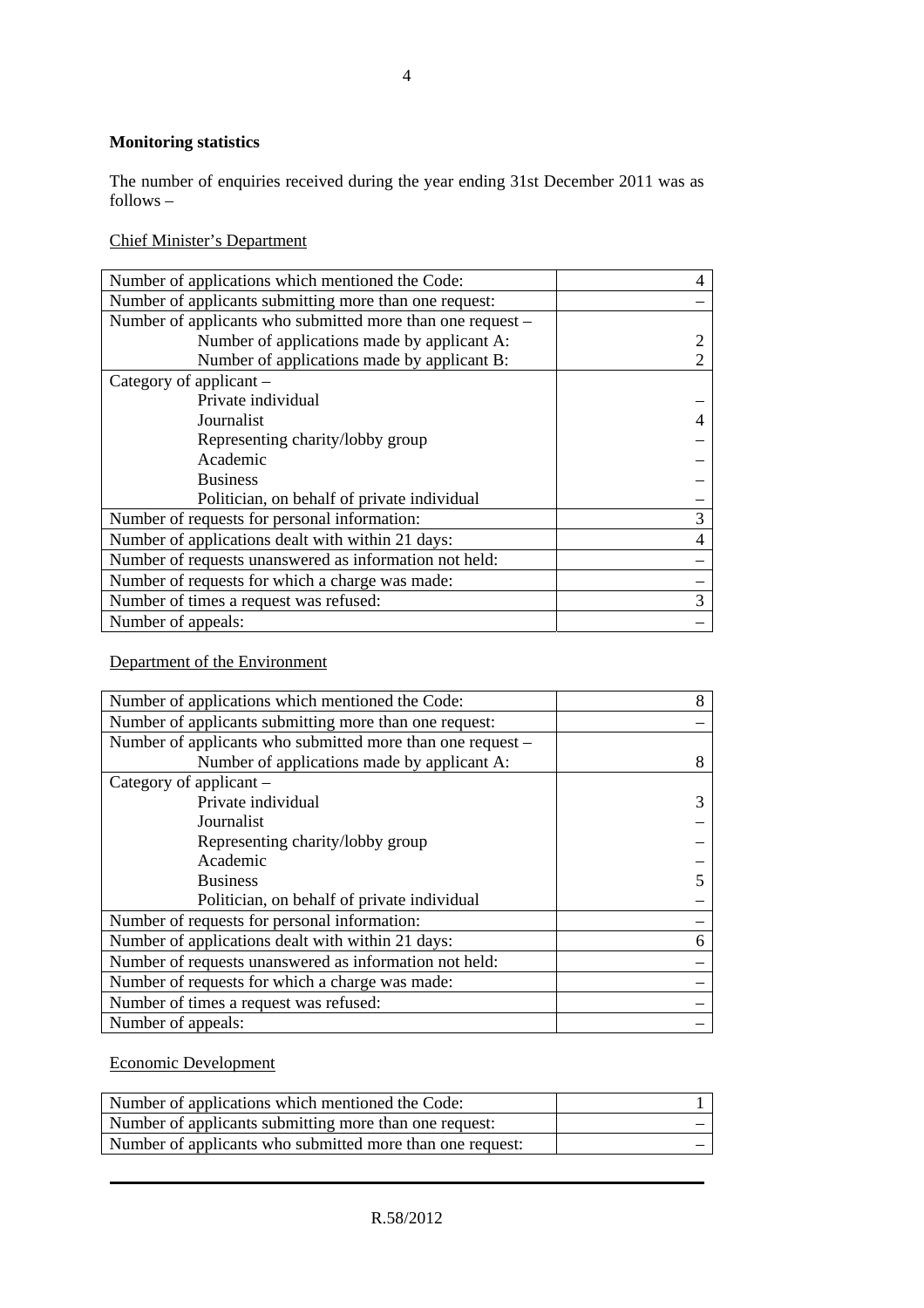**Monitoring statistics**

The number of enquiries received during the year ending 31st December 2011 was as follows –

Chief Minister's Department

| | |
|---|---|
| Number of applications which mentioned the Code: | 4 |
| Number of applicants submitting more than one request: | – |
| Number of applicants who submitted more than one request – | |
| Number of applications made by applicant A: | 2 |
| Number of applications made by applicant B: | 2 |
| Category of applicant – | |
| Private individual | – |
| Journalist | 4 |
| Representing charity/lobby group | – |
| Academic | – |
| Business | – |
| Politician, on behalf of private individual | – |
| Number of requests for personal information: | 3 |
| Number of applications dealt with within 21 days: | 4 |
| Number of requests unanswered as information not held: | – |
| Number of requests for which a charge was made: | – |
| Number of times a request was refused: | 3 |
| Number of appeals: | – |

Department of the Environment

| | |
|---|---|
| Number of applications which mentioned the Code: | 8 |
| Number of applicants submitting more than one request: | – |
| Number of applicants who submitted more than one request – | |
| Number of applications made by applicant A: | 8 |
| Category of applicant – | |
| Private individual | 3 |
| Journalist | – |
| Representing charity/lobby group | – |
| Academic | – |
| Business | 5 |
| Politician, on behalf of private individual | – |
| Number of requests for personal information: | – |
| Number of applications dealt with within 21 days: | 6 |
| Number of requests unanswered as information not held: | – |
| Number of requests for which a charge was made: | – |
| Number of times a request was refused: | – |
| Number of appeals: | – |

Economic Development

| | |
|---|---|
| Number of applications which mentioned the Code: | 1 |
| Number of applicants submitting more than one request: | – |
| Number of applicants who submitted more than one request: | – |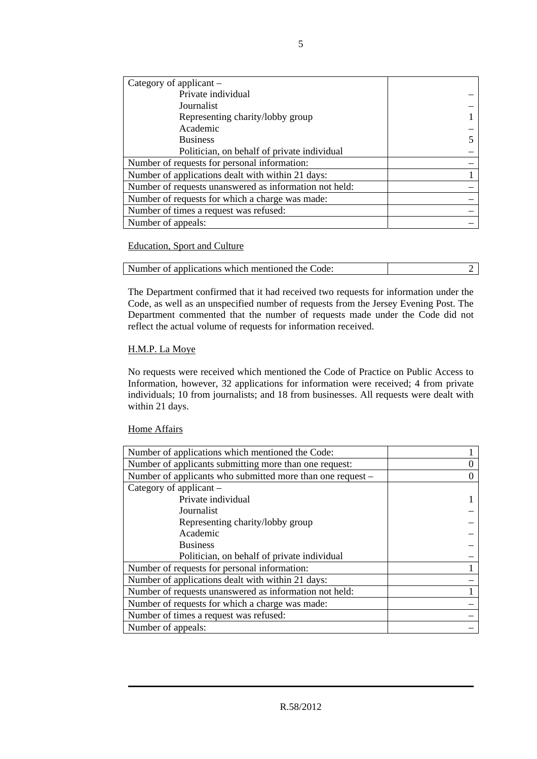| Category of applicant – | |
|---|---|
| Private individual | – |
| Journalist | – |
| Representing charity/lobby group | 1 |
| Academic | – |
| Business | 5 |
| Politician, on behalf of private individual | – |
| Number of requests for personal information: | – |
| Number of applications dealt with within 21 days: | 1 |
| Number of requests unanswered as information not held: | – |
| Number of requests for which a charge was made: | – |
| Number of times a request was refused: | – |
| Number of appeals: | – |

Education, Sport and Culture

| Number of applications which mentioned the Code: | 2 |
|---|---|

The Department confirmed that it had received two requests for information under the Code, as well as an unspecified number of requests from the Jersey Evening Post. The Department commented that the number of requests made under the Code did not reflect the actual volume of requests for information received.

H.M.P. La Moye

No requests were received which mentioned the Code of Practice on Public Access to Information, however, 32 applications for information were received; 4 from private individuals; 10 from journalists; and 18 from businesses. All requests were dealt with within 21 days.

Home Affairs

| Number of applications which mentioned the Code: | 1 |
|---|---|
| Number of applicants submitting more than one request: | 0 |
| Number of applicants who submitted more than one request – | 0 |
| Category of applicant – | |
| Private individual | 1 |
| Journalist | – |
| Representing charity/lobby group | – |
| Academic | – |
| Business | – |
| Politician, on behalf of private individual | – |
| Number of requests for personal information: | 1 |
| Number of applications dealt with within 21 days: | – |
| Number of requests unanswered as information not held: | 1 |
| Number of requests for which a charge was made: | – |
| Number of times a request was refused: | – |
| Number of appeals: | – |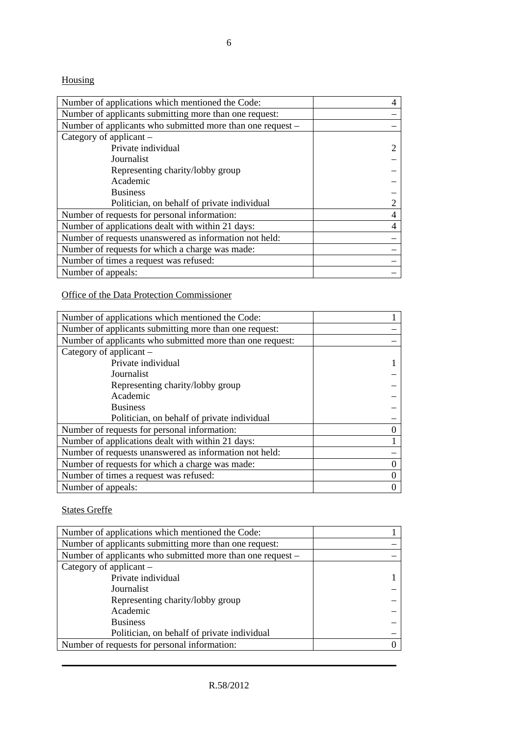Housing

| Number of applications which mentioned the Code: | 4 |
|---|---|
| Number of applicants submitting more than one request: | – |
| Number of applicants who submitted more than one request – | – |
| Category of applicant – | |
| Private individual | 2 |
| Journalist | – |
| Representing charity/lobby group | – |
| Academic | – |
| Business | – |
| Politician, on behalf of private individual | 2 |
| Number of requests for personal information: | 4 |
| Number of applications dealt with within 21 days: | 4 |
| Number of requests unanswered as information not held: | – |
| Number of requests for which a charge was made: | – |
| Number of times a request was refused: | – |
| Number of appeals: | – |

Office of the Data Protection Commissioner

| Number of applications which mentioned the Code: | 1 |
|---|---|
| Number of applicants submitting more than one request: | – |
| Number of applicants who submitted more than one request: | – |
| Category of applicant – | |
| Private individual | 1 |
| Journalist | – |
| Representing charity/lobby group | – |
| Academic | – |
| Business | – |
| Politician, on behalf of private individual | – |
| Number of requests for personal information: | 0 |
| Number of applications dealt with within 21 days: | 1 |
| Number of requests unanswered as information not held: | – |
| Number of requests for which a charge was made: | 0 |
| Number of times a request was refused: | 0 |
| Number of appeals: | 0 |

States Greffe

| Number of applications which mentioned the Code: | 1 |
|---|---|
| Number of applicants submitting more than one request: | – |
| Number of applicants who submitted more than one request – | – |
| Category of applicant – | |
| Private individual | 1 |
| Journalist | – |
| Representing charity/lobby group | – |
| Academic | – |
| Business | – |
| Politician, on behalf of private individual | – |
| Number of requests for personal information: | 0 |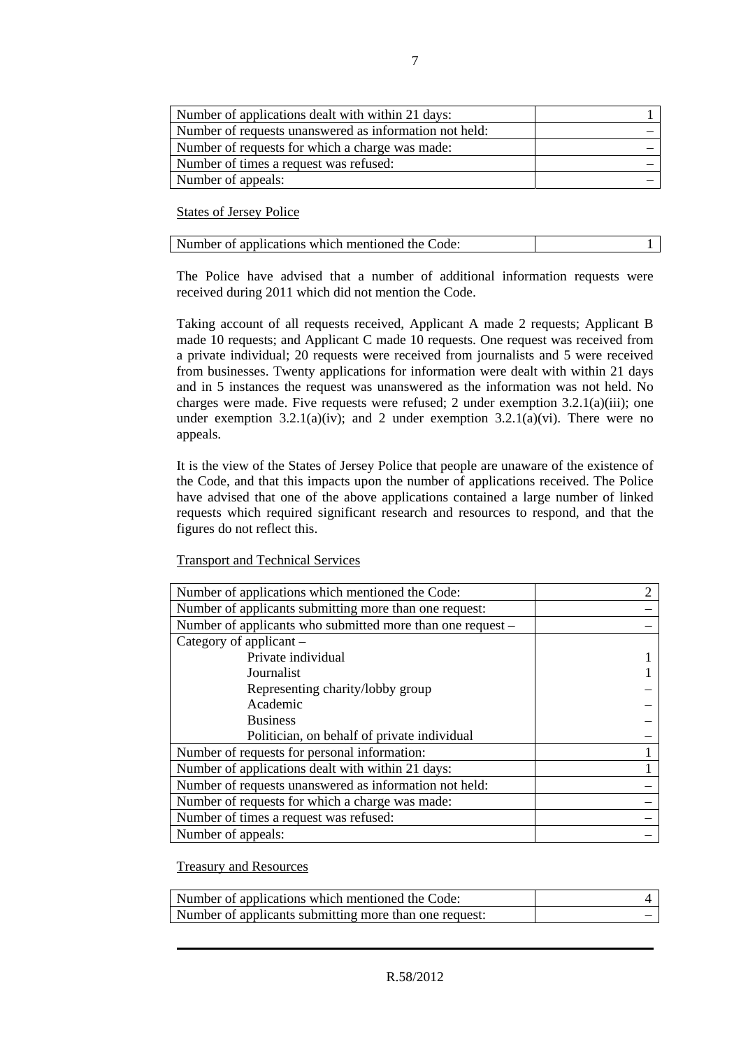| | |
|---|---|
| Number of applications dealt with within 21 days: | 1 |
| Number of requests unanswered as information not held: | – |
| Number of requests for which a charge was made: | – |
| Number of times a request was refused: | – |
| Number of appeals: | – |

States of Jersey Police

| | |
|---|---|
| Number of applications which mentioned the Code: | 1 |

The Police have advised that a number of additional information requests were received during 2011 which did not mention the Code.

Taking account of all requests received, Applicant A made 2 requests; Applicant B made 10 requests; and Applicant C made 10 requests. One request was received from a private individual; 20 requests were received from journalists and 5 were received from businesses. Twenty applications for information were dealt with within 21 days and in 5 instances the request was unanswered as the information was not held. No charges were made. Five requests were refused; 2 under exemption 3.2.1(a)(iii); one under exemption 3.2.1(a)(iv); and 2 under exemption 3.2.1(a)(vi). There were no appeals.

It is the view of the States of Jersey Police that people are unaware of the existence of the Code, and that this impacts upon the number of applications received. The Police have advised that one of the above applications contained a large number of linked requests which required significant research and resources to respond, and that the figures do not reflect this.

Transport and Technical Services

| | |
|---|---|
| Number of applications which mentioned the Code: | 2 |
| Number of applicants submitting more than one request: | – |
| Number of applicants who submitted more than one request – | – |
| Category of applicant – | |
| Private individual | 1 |
| Journalist | 1 |
| Representing charity/lobby group | – |
| Academic | – |
| Business | – |
| Politician, on behalf of private individual | – |
| Number of requests for personal information: | 1 |
| Number of applications dealt with within 21 days: | 1 |
| Number of requests unanswered as information not held: | – |
| Number of requests for which a charge was made: | – |
| Number of times a request was refused: | – |
| Number of appeals: | – |

Treasury and Resources

| | |
|---|---|
| Number of applications which mentioned the Code: | 4 |
| Number of applicants submitting more than one request: | – |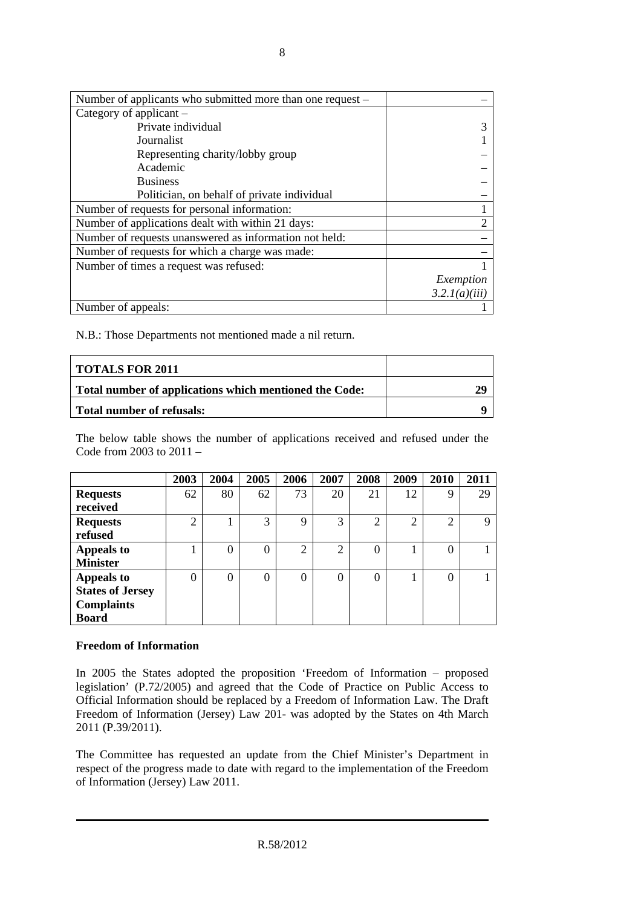| | |
|---|---|
| Number of applicants who submitted more than one request – | – |
| Category of applicant – | |
| Private individual | 3 |
| Journalist | 1 |
| Representing charity/lobby group | – |
| Academic | – |
| Business | – |
| Politician, on behalf of private individual | – |
| Number of requests for personal information: | 1 |
| Number of applications dealt with within 21 days: | 2 |
| Number of requests unanswered as information not held: | – |
| Number of requests for which a charge was made: | – |
| Number of times a request was refused: | 1<br>*Exemption 3.2.1(a)(iii)* |
| Number of appeals: | 1 |

N.B.: Those Departments not mentioned made a nil return.

| **TOTALS FOR 2011** | |
|---|---|
| **Total number of applications which mentioned the Code:** | **29** |
| **Total number of refusals:** | **9** |

The below table shows the number of applications received and refused under the Code from 2003 to 2011 –

| | 2003 | 2004 | 2005 | 2006 | 2007 | 2008 | 2009 | 2010 | 2011 |
|---|---|---|---|---|---|---|---|---|---|
| **Requests received** | 62 | 80 | 62 | 73 | 20 | 21 | 12 | 9 | 29 |
| **Requests refused** | 2 | 1 | 3 | 9 | 3 | 2 | 2 | 2 | 9 |
| **Appeals to Minister** | 1 | 0 | 0 | 2 | 2 | 0 | 1 | 0 | 1 |
| **Appeals to States of Jersey Complaints Board** | 0 | 0 | 0 | 0 | 0 | 0 | 1 | 0 | 1 |

**Freedom of Information**

In 2005 the States adopted the proposition 'Freedom of Information – proposed legislation' (P.72/2005) and agreed that the Code of Practice on Public Access to Official Information should be replaced by a Freedom of Information Law. The Draft Freedom of Information (Jersey) Law 201- was adopted by the States on 4th March 2011 (P.39/2011).

The Committee has requested an update from the Chief Minister's Department in respect of the progress made to date with regard to the implementation of the Freedom of Information (Jersey) Law 2011.